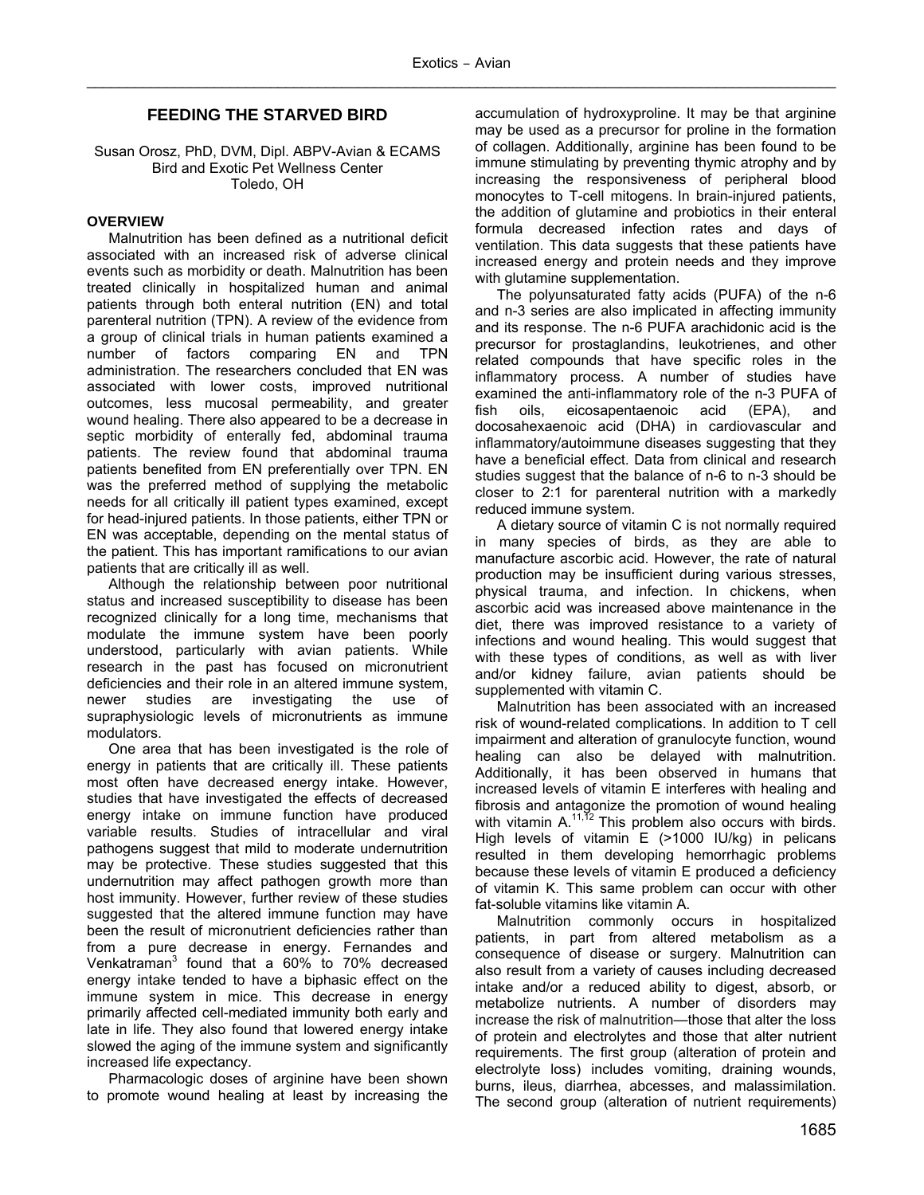# FEEDING THE STARVED BIRD

Susan Orosz, PhD, DVM, Dipl. ABPV-Avian & ECAMS
Bird and Exotic Pet Wellness Center
Toledo, OH

## OVERVIEW

Malnutrition has been defined as a nutritional deficit associated with an increased risk of adverse clinical events such as morbidity or death. Malnutrition has been treated clinically in hospitalized human and animal patients through both enteral nutrition (EN) and total parenteral nutrition (TPN). A review of the evidence from a group of clinical trials in human patients examined a number of factors comparing EN and TPN administration. The researchers concluded that EN was associated with lower costs, improved nutritional outcomes, less mucosal permeability, and greater wound healing. There also appeared to be a decrease in septic morbidity of enterally fed, abdominal trauma patients. The review found that abdominal trauma patients benefited from EN preferentially over TPN. EN was the preferred method of supplying the metabolic needs for all critically ill patient types examined, except for head-injured patients. In those patients, either TPN or EN was acceptable, depending on the mental status of the patient. This has important ramifications to our avian patients that are critically ill as well.

Although the relationship between poor nutritional status and increased susceptibility to disease has been recognized clinically for a long time, mechanisms that modulate the immune system have been poorly understood, particularly with avian patients. While research in the past has focused on micronutrient deficiencies and their role in an altered immune system, newer studies are investigating the use of supraphysiologic levels of micronutrients as immune modulators.

One area that has been investigated is the role of energy in patients that are critically ill. These patients most often have decreased energy intake. However, studies that have investigated the effects of decreased energy intake on immune function have produced variable results. Studies of intracellular and viral pathogens suggest that mild to moderate undernutrition may be protective. These studies suggested that this undernutrition may affect pathogen growth more than host immunity. However, further review of these studies suggested that the altered immune function may have been the result of micronutrient deficiencies rather than from a pure decrease in energy. Fernandes and Venkatraman[3] found that a 60% to 70% decreased energy intake tended to have a biphasic effect on the immune system in mice. This decrease in energy primarily affected cell-mediated immunity both early and late in life. They also found that lowered energy intake slowed the aging of the immune system and significantly increased life expectancy.

Pharmacologic doses of arginine have been shown to promote wound healing at least by increasing the accumulation of hydroxyproline. It may be that arginine may be used as a precursor for proline in the formation of collagen. Additionally, arginine has been found to be immune stimulating by preventing thymic atrophy and by increasing the responsiveness of peripheral blood monocytes to T-cell mitogens. In brain-injured patients, the addition of glutamine and probiotics in their enteral formula decreased infection rates and days of ventilation. This data suggests that these patients have increased energy and protein needs and they improve with glutamine supplementation.

The polyunsaturated fatty acids (PUFA) of the n-6 and n-3 series are also implicated in affecting immunity and its response. The n-6 PUFA arachidonic acid is the precursor for prostaglandins, leukotrienes, and other related compounds that have specific roles in the inflammatory process. A number of studies have examined the anti-inflammatory role of the n-3 PUFA of fish oils, eicosapentaenoic acid (EPA), and docosahexaenoic acid (DHA) in cardiovascular and inflammatory/autoimmune diseases suggesting that they have a beneficial effect. Data from clinical and research studies suggest that the balance of n-6 to n-3 should be closer to 2:1 for parenteral nutrition with a markedly reduced immune system.

A dietary source of vitamin C is not normally required in many species of birds, as they are able to manufacture ascorbic acid. However, the rate of natural production may be insufficient during various stresses, physical trauma, and infection. In chickens, when ascorbic acid was increased above maintenance in the diet, there was improved resistance to a variety of infections and wound healing. This would suggest that with these types of conditions, as well as with liver and/or kidney failure, avian patients should be supplemented with vitamin C.

Malnutrition has been associated with an increased risk of wound-related complications. In addition to T cell impairment and alteration of granulocyte function, wound healing can also be delayed with malnutrition. Additionally, it has been observed in humans that increased levels of vitamin E interferes with healing and fibrosis and antagonize the promotion of wound healing with vitamin A.[11,12] This problem also occurs with birds. High levels of vitamin E (>1000 IU/kg) in pelicans resulted in them developing hemorrhagic problems because these levels of vitamin E produced a deficiency of vitamin K. This same problem can occur with other fat-soluble vitamins like vitamin A.

Malnutrition commonly occurs in hospitalized patients, in part from altered metabolism as a consequence of disease or surgery. Malnutrition can also result from a variety of causes including decreased intake and/or a reduced ability to digest, absorb, or metabolize nutrients. A number of disorders may increase the risk of malnutrition—those that alter the loss of protein and electrolytes and those that alter nutrient requirements. The first group (alteration of protein and electrolyte loss) includes vomiting, draining wounds, burns, ileus, diarrhea, abcesses, and malassimilation. The second group (alteration of nutrient requirements)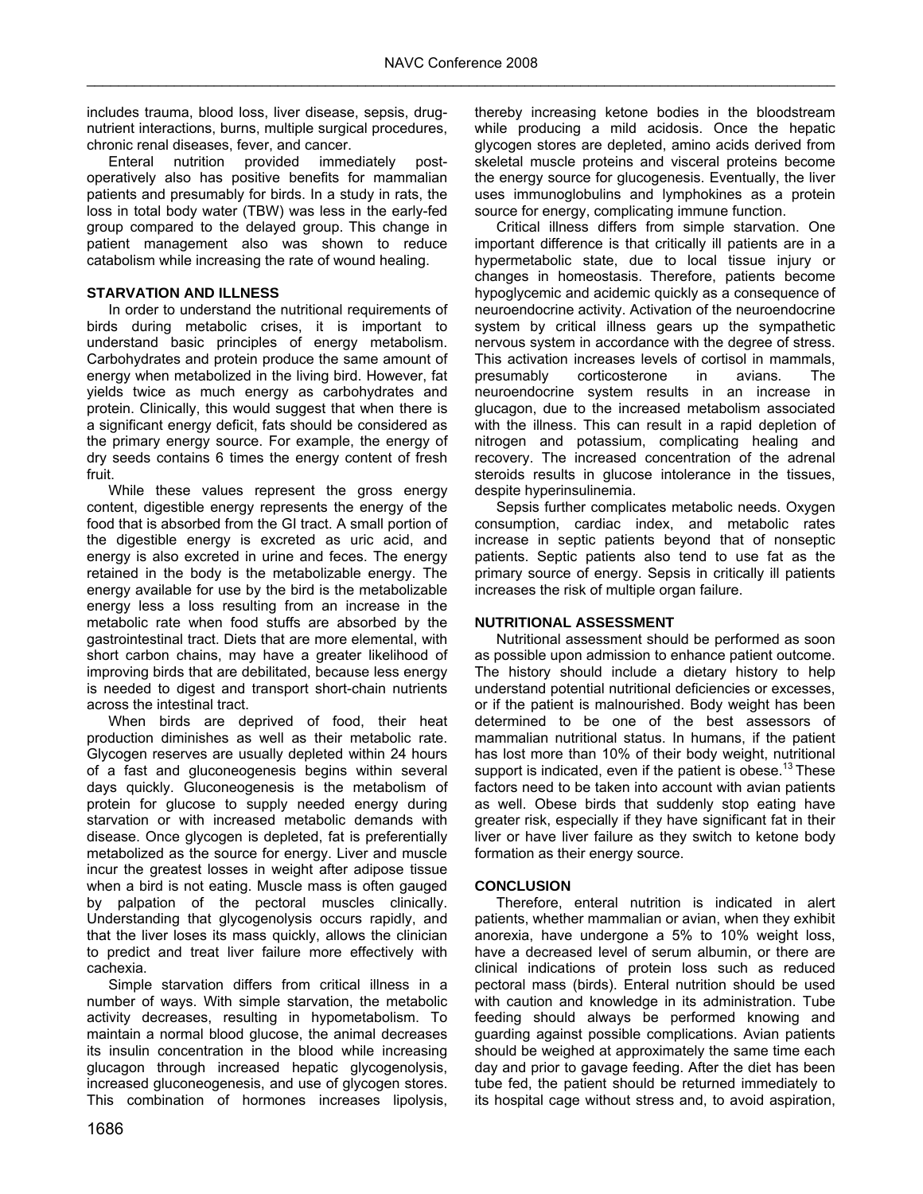includes trauma, blood loss, liver disease, sepsis, drug-nutrient interactions, burns, multiple surgical procedures, chronic renal diseases, fever, and cancer.

Enteral nutrition provided immediately post-operatively also has positive benefits for mammalian patients and presumably for birds. In a study in rats, the loss in total body water (TBW) was less in the early-fed group compared to the delayed group. This change in patient management also was shown to reduce catabolism while increasing the rate of wound healing.

### STARVATION AND ILLNESS

In order to understand the nutritional requirements of birds during metabolic crises, it is important to understand basic principles of energy metabolism. Carbohydrates and protein produce the same amount of energy when metabolized in the living bird. However, fat yields twice as much energy as carbohydrates and protein. Clinically, this would suggest that when there is a significant energy deficit, fats should be considered as the primary energy source. For example, the energy of dry seeds contains 6 times the energy content of fresh fruit.

While these values represent the gross energy content, digestible energy represents the energy of the food that is absorbed from the GI tract. A small portion of the digestible energy is excreted as uric acid, and energy is also excreted in urine and feces. The energy retained in the body is the metabolizable energy. The energy available for use by the bird is the metabolizable energy less a loss resulting from an increase in the metabolic rate when food stuffs are absorbed by the gastrointestinal tract. Diets that are more elemental, with short carbon chains, may have a greater likelihood of improving birds that are debilitated, because less energy is needed to digest and transport short-chain nutrients across the intestinal tract.

When birds are deprived of food, their heat production diminishes as well as their metabolic rate. Glycogen reserves are usually depleted within 24 hours of a fast and gluconeogenesis begins within several days quickly. Gluconeogenesis is the metabolism of protein for glucose to supply needed energy during starvation or with increased metabolic demands with disease. Once glycogen is depleted, fat is preferentially metabolized as the source for energy. Liver and muscle incur the greatest losses in weight after adipose tissue when a bird is not eating. Muscle mass is often gauged by palpation of the pectoral muscles clinically. Understanding that glycogenolysis occurs rapidly, and that the liver loses its mass quickly, allows the clinician to predict and treat liver failure more effectively with cachexia.

Simple starvation differs from critical illness in a number of ways. With simple starvation, the metabolic activity decreases, resulting in hypometabolism. To maintain a normal blood glucose, the animal decreases its insulin concentration in the blood while increasing glucagon through increased hepatic glycogenolysis, increased gluconeogenesis, and use of glycogen stores. This combination of hormones increases lipolysis, thereby increasing ketone bodies in the bloodstream while producing a mild acidosis. Once the hepatic glycogen stores are depleted, amino acids derived from skeletal muscle proteins and visceral proteins become the energy source for glucogenesis. Eventually, the liver uses immunoglobulins and lymphokines as a protein source for energy, complicating immune function.

Critical illness differs from simple starvation. One important difference is that critically ill patients are in a hypermetabolic state, due to local tissue injury or changes in homeostasis. Therefore, patients become hypoglycemic and acidemic quickly as a consequence of neuroendocrine activity. Activation of the neuroendocrine system by critical illness gears up the sympathetic nervous system in accordance with the degree of stress. This activation increases levels of cortisol in mammals, presumably corticosterone in avians. The neuroendocrine system results in an increase in glucagon, due to the increased metabolism associated with the illness. This can result in a rapid depletion of nitrogen and potassium, complicating healing and recovery. The increased concentration of the adrenal steroids results in glucose intolerance in the tissues, despite hyperinsulinemia.

Sepsis further complicates metabolic needs. Oxygen consumption, cardiac index, and metabolic rates increase in septic patients beyond that of nonseptic patients. Septic patients also tend to use fat as the primary source of energy. Sepsis in critically ill patients increases the risk of multiple organ failure.

### NUTRITIONAL ASSESSMENT

Nutritional assessment should be performed as soon as possible upon admission to enhance patient outcome. The history should include a dietary history to help understand potential nutritional deficiencies or excesses, or if the patient is malnourished. Body weight has been determined to be one of the best assessors of mammalian nutritional status. In humans, if the patient has lost more than 10% of their body weight, nutritional support is indicated, even if the patient is obese.[13] These factors need to be taken into account with avian patients as well. Obese birds that suddenly stop eating have greater risk, especially if they have significant fat in their liver or have liver failure as they switch to ketone body formation as their energy source.

### CONCLUSION

Therefore, enteral nutrition is indicated in alert patients, whether mammalian or avian, when they exhibit anorexia, have undergone a 5% to 10% weight loss, have a decreased level of serum albumin, or there are clinical indications of protein loss such as reduced pectoral mass (birds). Enteral nutrition should be used with caution and knowledge in its administration. Tube feeding should always be performed knowing and guarding against possible complications. Avian patients should be weighed at approximately the same time each day and prior to gavage feeding. After the diet has been tube fed, the patient should be returned immediately to its hospital cage without stress and, to avoid aspiration,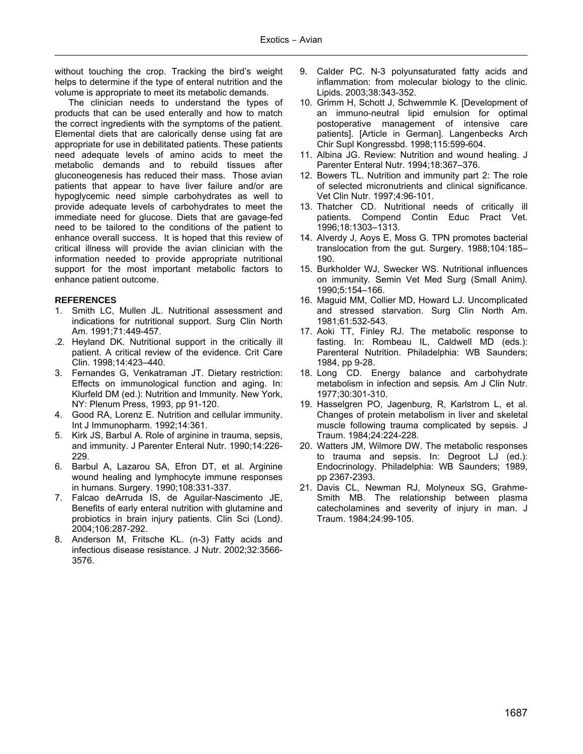without touching the crop. Tracking the bird's weight helps to determine if the type of enteral nutrition and the volume is appropriate to meet its metabolic demands.

The clinician needs to understand the types of products that can be used enterally and how to match the correct ingredients with the symptoms of the patient. Elemental diets that are calorically dense using fat are appropriate for use in debilitated patients. These patients need adequate levels of amino acids to meet the metabolic demands and to rebuild tissues after gluconeogenesis has reduced their mass. Those avian patients that appear to have liver failure and/or are hypoglycemic need simple carbohydrates as well to provide adequate levels of carbohydrates to meet the immediate need for glucose. Diets that are gavage-fed need to be tailored to the conditions of the patient to enhance overall success. It is hoped that this review of critical illness will provide the avian clinician with the information needed to provide appropriate nutritional support for the most important metabolic factors to enhance patient outcome.

**REFERENCES**

1. Smith LC, Mullen JL. Nutritional assessment and indications for nutritional support. Surg Clin North Am. 1991;71:449-457.
2. Heyland DK. Nutritional support in the critically ill patient. A critical review of the evidence. Crit Care Clin. 1998;14:423–440.
3. Fernandes G, Venkatraman JT. Dietary restriction: Effects on immunological function and aging. In: Klurfeld DM (ed.): Nutrition and Immunity. New York, NY: Plenum Press, 1993, pp 91-120.
4. Good RA, Lorenz E. Nutrition and cellular immunity. Int J Immunopharm. 1992;14:361.
5. Kirk JS, Barbul A. Role of arginine in trauma, sepsis, and immunity. J Parenter Enteral Nutr. 1990;14:226-229.
6. Barbul A, Lazarou SA, Efron DT, et al. Arginine wound healing and lymphocyte immune responses in humans. Surgery. 1990;108:331-337.
7. Falcao deArruda IS, de Aguilar-Nascimento JE, Benefits of early enteral nutrition with glutamine and probiotics in brain injury patients. Clin Sci (Lond*)*. 2004;106:287-292.
8. Anderson M, Fritsche KL. (n-3) Fatty acids and infectious disease resistance. J Nutr. 2002;32:3566-3576.
9. Calder PC. N-3 polyunsaturated fatty acids and inflammation: from molecular biology to the clinic. Lipids. 2003;38:343-352.
10. Grimm H, Schott J, Schwemmle K. [Development of an immuno-neutral lipid emulsion for optimal postoperative management of intensive care patients]. [Article in German]. Langenbecks Arch Chir Supl Kongressbd. 1998;115:599-604.
11. Albina JG. Review: Nutrition and wound healing. J Parenter Enteral Nutr. 1994;18:367–376.
12. Bowers TL. Nutrition and immunity part 2: The role of selected micronutrients and clinical significance. Vet Clin Nutr. 1997;4:96-101.
13. Thatcher CD. Nutritional needs of critically ill patients. Compend Contin Educ Pract Vet. 1996;18:1303–1313.
14. Alverdy J, Aoys E, Moss G. TPN promotes bacterial translocation from the gut. Surgery. 1988;104:185–190.
15. Burkholder WJ, Swecker WS. Nutritional influences on immunity. Semin Vet Med Surg (Small Anim*).* 1990;5:154–166.
16. Maguid MM, Collier MD, Howard LJ. Uncomplicated and stressed starvation. Surg Clin North Am. 1981;61:532-543.
17. Aoki TT, Finley RJ. The metabolic response to fasting. In: Rombeau IL, Caldwell MD (eds.): Parenteral Nutrition. Philadelphia: WB Saunders; 1984, pp 9-28.
18. Long CD. Energy balance and carbohydrate metabolism in infection and sepsis*.* Am J Clin Nutr. 1977;30:301-310.
19. Hasselgren PO, Jagenburg, R, Karlstrom L, et al. Changes of protein metabolism in liver and skeletal muscle following trauma complicated by sepsis. J Traum. 1984;24:224-228.
20. Watters JM, Wilmore DW. The metabolic responses to trauma and sepsis. In: Degroot LJ (ed.): Endocrinology. Philadelphia: WB Saunders; 1989, pp 2367-2393.
21. Davis CL, Newman RJ, Molyneux SG, Grahme-Smith MB. The relationship between plasma catecholamines and severity of injury in man. J Traum. 1984;24:99-105.